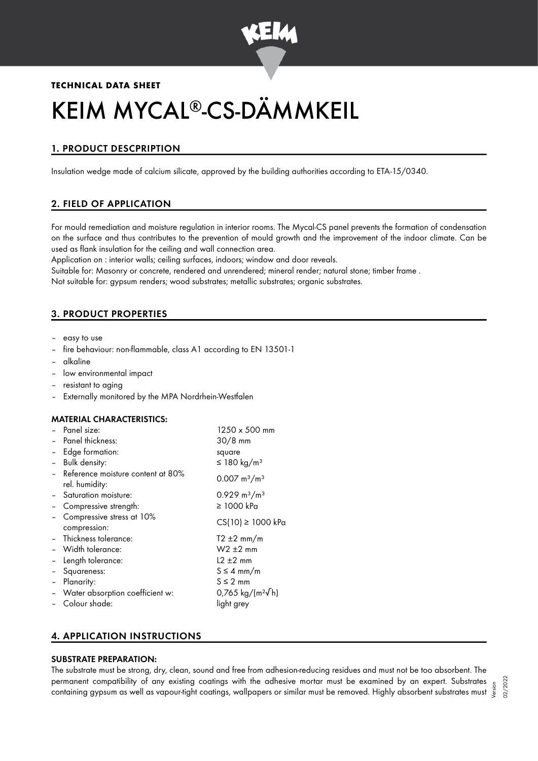**TECHNICAL DATA SHEET**

# KEIM MYCAL®-CS-DÄMMKEIL

## 1. PRODUCT DESCPRIPTION

Insulation wedge made of calcium silicate, approved by the building authorities according to ETA-15/0340.

## 2. FIELD OF APPLICATION

For mould remediation and moisture regulation in interior rooms. The Mycal-CS panel prevents the formation of condensation on the surface and thus contributes to the prevention of mould growth and the improvement of the indoor climate. Can be used as flank insulation for the ceiling and wall connection area.

Application on : interior walls; ceiling surfaces, indoors; window and door reveals.

Suitable for: Masonry or concrete, rendered and unrendered; mineral render; natural stone; timber frame .

Not suitable for: gypsum renders; wood substrates; metallic substrates; organic substrates.

## 3. PRODUCT PROPERTIES

- easy to use
- fire behaviour: non-flammable, class A1 according to EN 13501-1
- alkaline
- low environmental impact
- resistant to aging
- Externally monitored by the MPA Nordrhein-Westfalen

### MATERIAL CHARACTERISTICS:

| | |
|---|---|
| – Panel size: | 1250 x 500 mm |
| – Panel thickness: | 30/8 mm |
| – Edge formation: | square |
| – Bulk density: | ≤ 180 kg/m³ |
| – Reference moisture content at 80% rel. humidity: | 0.007 m³/m³ |
| – Saturation moisture: | 0.929 m³/m³ |
| – Compressive strength: | ≥ 1000 kPa |
| – Compressive stress at 10% compression: | CS(10) ≥ 1000 kPa |
| – Thickness tolerance: | T2 ±2 mm/m |
| – Width tolerance: | W2 ±2 mm |
| – Length tolerance: | L2 ±2 mm |
| – Squareness: | S ≤ 4 mm/m |
| – Planarity: | S ≤ 2 mm |
| – Water absorption coefficient w: | 0,765 kg/(m²√h) |
| – Colour shade: | light grey |

## 4. APPLICATION INSTRUCTIONS

### SUBSTRATE PREPARATION:

The substrate must be strong, dry, clean, sound and free from adhesion-reducing residues and must not be too absorbent. The permanent compatibility of any existing coatings with the adhesive mortar must be examined by an expert. Substrates containing gypsum as well as vapour-tight coatings, wallpapers or similar must be removed. Highly absorbent substrates must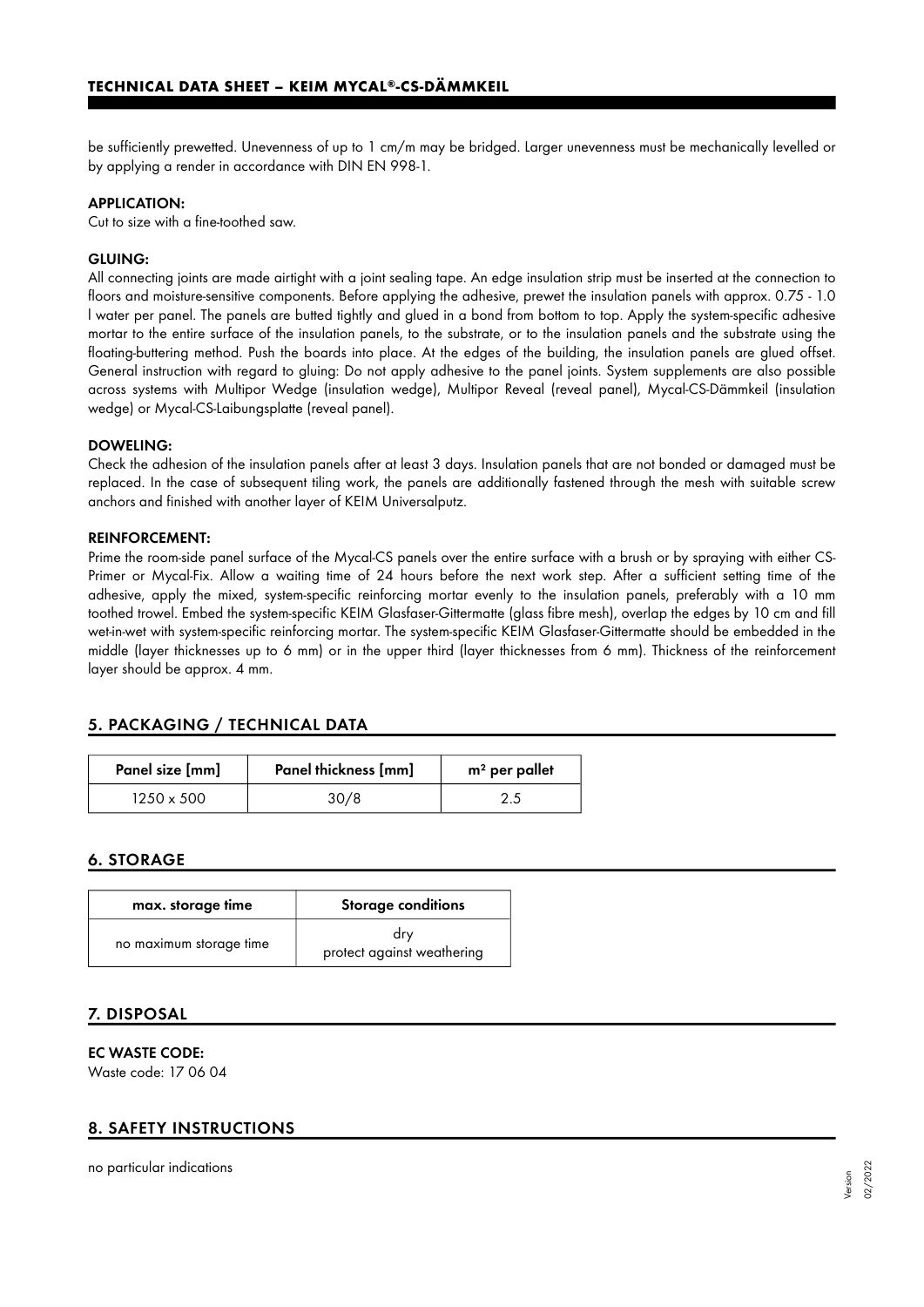be sufficiently prewetted. Unevenness of up to 1 cm/m may be bridged. Larger unevenness must be mechanically levelled or by applying a render in accordance with DIN EN 998-1.

**APPLICATION:**
Cut to size with a fine-toothed saw.

**GLUING:**
All connecting joints are made airtight with a joint sealing tape. An edge insulation strip must be inserted at the connection to floors and moisture-sensitive components. Before applying the adhesive, prewet the insulation panels with approx. 0.75 - 1.0 l water per panel. The panels are butted tightly and glued in a bond from bottom to top. Apply the system-specific adhesive mortar to the entire surface of the insulation panels, to the substrate, or to the insulation panels and the substrate using the floating-buttering method. Push the boards into place. At the edges of the building, the insulation panels are glued offset. General instruction with regard to gluing: Do not apply adhesive to the panel joints. System supplements are also possible across systems with Multipor Wedge (insulation wedge), Multipor Reveal (reveal panel), Mycal-CS-Dämmkeil (insulation wedge) or Mycal-CS-Laibungsplatte (reveal panel).

**DOWELING:**
Check the adhesion of the insulation panels after at least 3 days. Insulation panels that are not bonded or damaged must be replaced. In the case of subsequent tiling work, the panels are additionally fastened through the mesh with suitable screw anchors and finished with another layer of KEIM Universalputz.

**REINFORCEMENT:**
Prime the room-side panel surface of the Mycal-CS panels over the entire surface with a brush or by spraying with either CS-Primer or Mycal-Fix. Allow a waiting time of 24 hours before the next work step. After a sufficient setting time of the adhesive, apply the mixed, system-specific reinforcing mortar evenly to the insulation panels, preferably with a 10 mm toothed trowel. Embed the system-specific KEIM Glasfaser-Gittermatte (glass fibre mesh), overlap the edges by 10 cm and fill wet-in-wet with system-specific reinforcing mortar. The system-specific KEIM Glasfaser-Gittermatte should be embedded in the middle (layer thicknesses up to 6 mm) or in the upper third (layer thicknesses from 6 mm). Thickness of the reinforcement layer should be approx. 4 mm.

## 5. PACKAGING / TECHNICAL DATA

| Panel size [mm] | Panel thickness [mm] | m² per pallet |
|---|---|---|
| 1250 x 500 | 30/8 | 2.5 |

## 6. STORAGE

| max. storage time | Storage conditions |
|---|---|
| no maximum storage time | dry<br>protect against weathering |

## 7. DISPOSAL

**EC WASTE CODE:**
Waste code: 17 06 04

## 8. SAFETY INSTRUCTIONS

no particular indications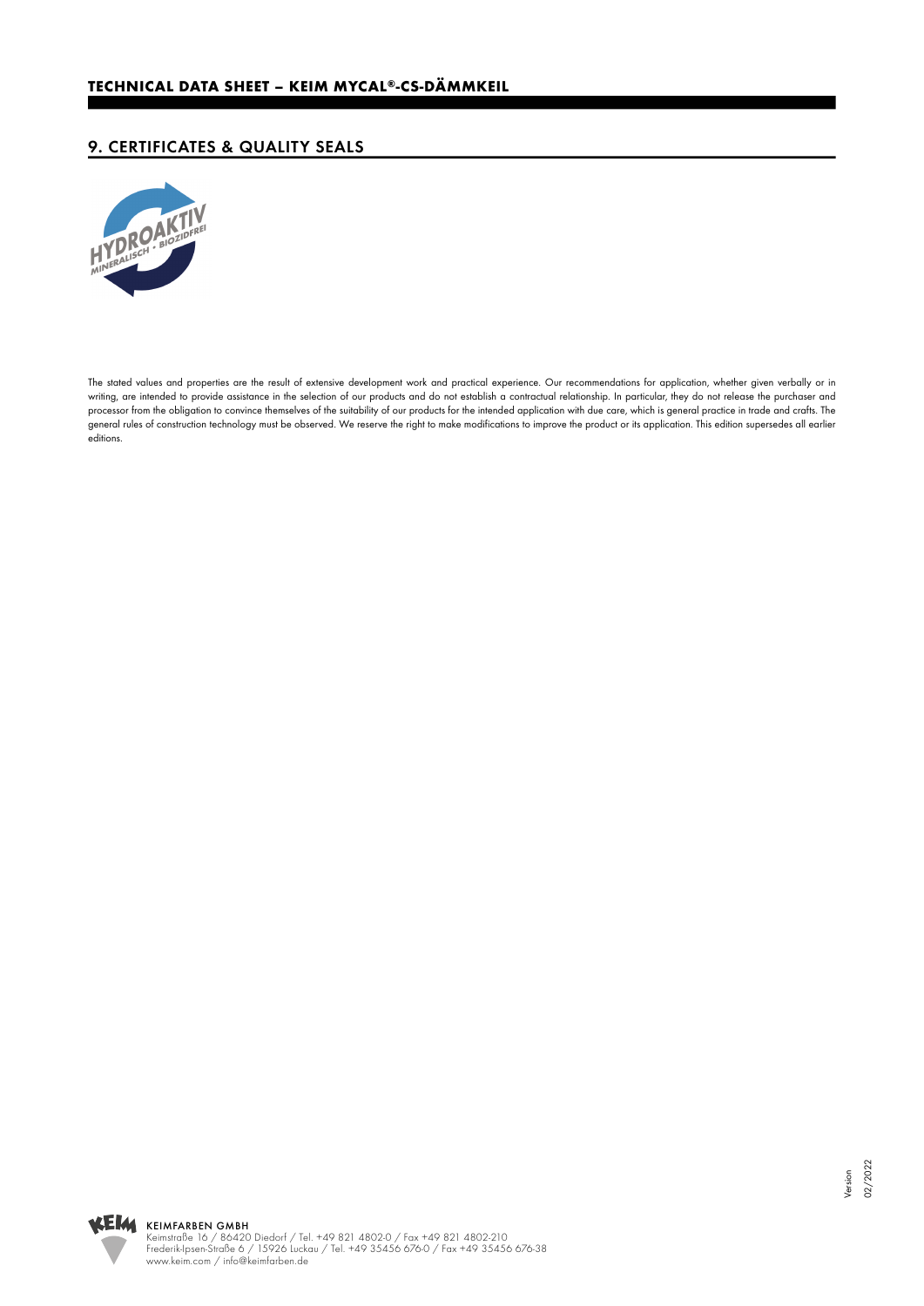## 9. CERTIFICATES & QUALITY SEALS

The stated values and properties are the result of extensive development work and practical experience. Our recommendations for application, whether given verbally or in writing, are intended to provide assistance in the selection of our products and do not establish a contractual relationship. In particular, they do not release the purchaser and processor from the obligation to convince themselves of the suitability of our products for the intended application with due care, which is general practice in trade and crafts. The general rules of construction technology must be observed. We reserve the right to make modifications to improve the product or its application. This edition supersedes all earlier editions.

KEIMFARBEN GMBH
Keimstraße 16 / 86420 Diedorf / Tel. +49 821 4802-0 / Fax +49 821 4802-210
Frederik-Ipsen-Straße 6 / 15926 Luckau / Tel. +49 35456 676-0 / Fax +49 35456 676-38
www.keim.com / info@keimfarben.de

Version 02/2022